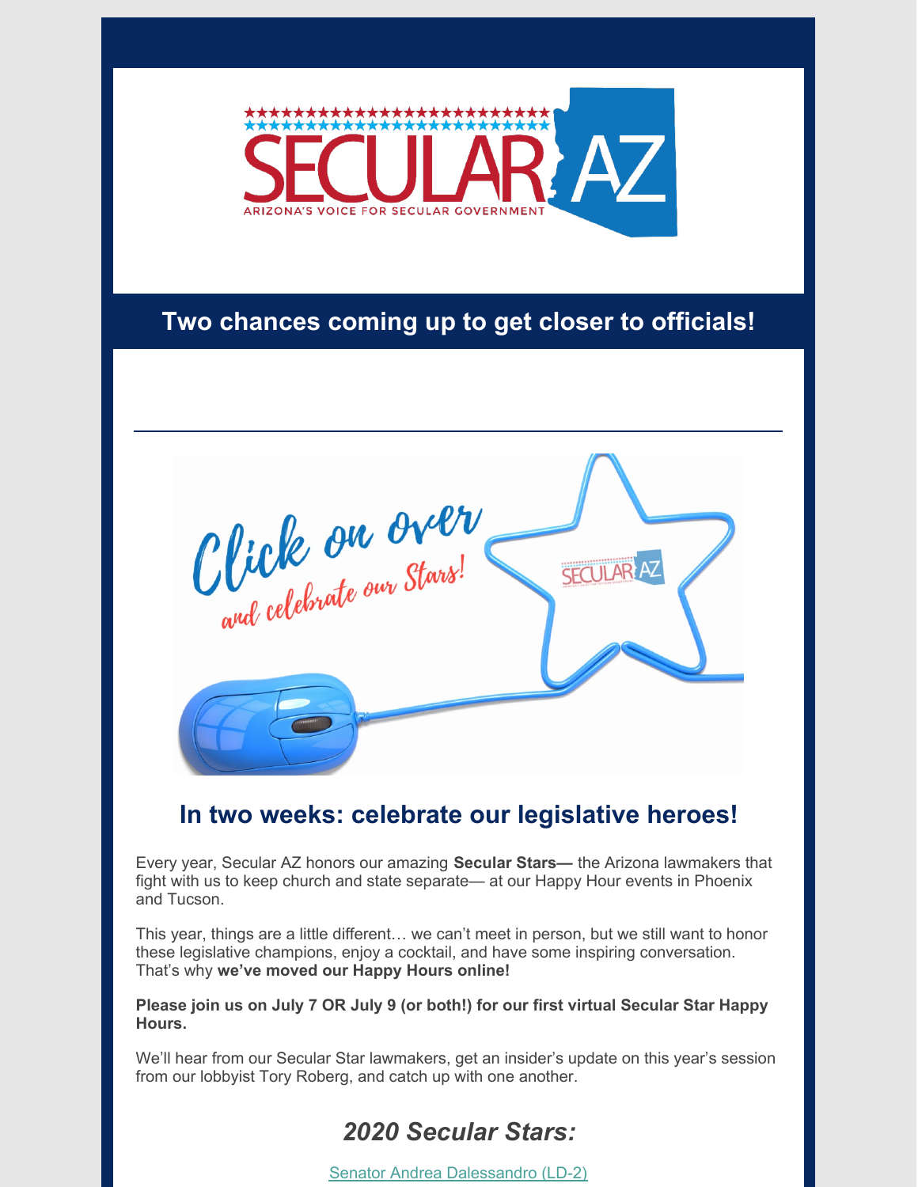SECULAR AZ

ARIZONA'S VOICE FOR SECULAR GOVERNMENT

# Two chances coming up to get closer to officials!

Click on over and celebrate our Stars!

## In two weeks: celebrate our legislative heroes!

Every year, Secular AZ honors our amazing **Secular Stars—** the Arizona lawmakers that fight with us to keep church and state separate— at our Happy Hour events in Phoenix and Tucson.

This year, things are a little different… we can't meet in person, but we still want to honor these legislative champions, enjoy a cocktail, and have some inspiring conversation. That's why **we've moved our Happy Hours online!**

**Please join us on July 7 OR July 9 (or both!) for our first virtual Secular Star Happy Hours.**

We'll hear from our Secular Star lawmakers, get an insider's update on this year's session from our lobbyist Tory Roberg, and catch up with one another.

### *2020 Secular Stars:*

[Senator Andrea Dalessandro (LD-2)]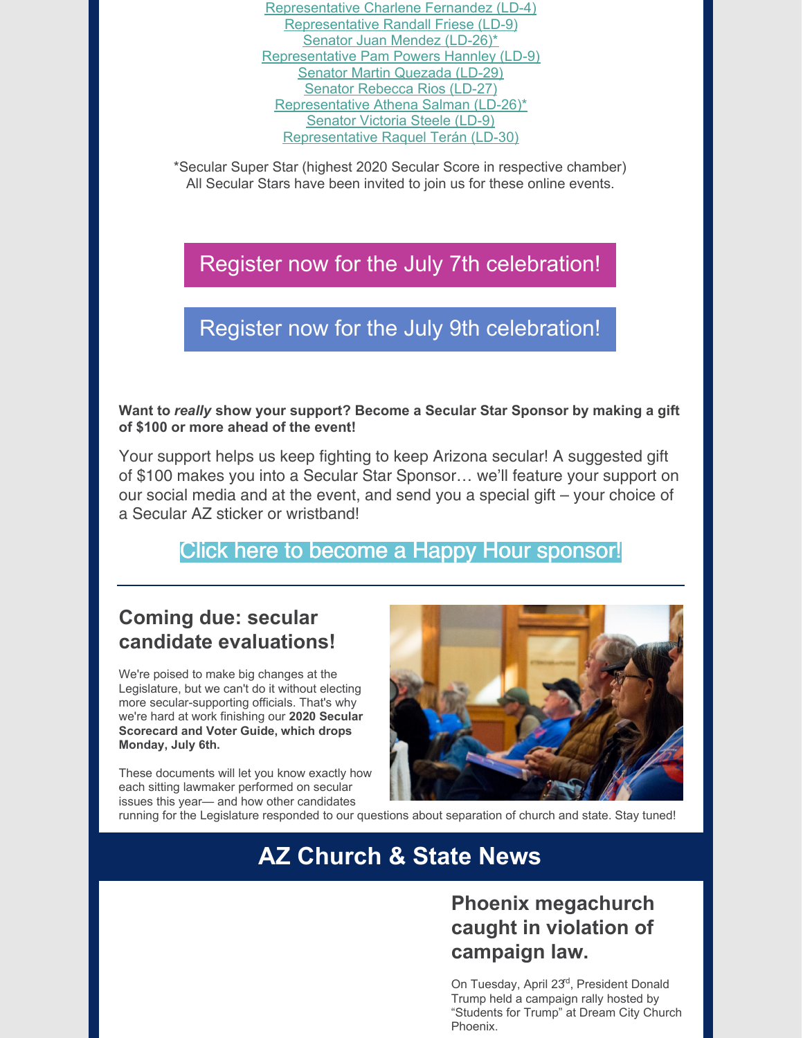[Representative Charlene Fernandez (LD-4)]
[Representative Randall Friese (LD-9)]
[Senator Juan Mendez (LD-26)*]
[Representative Pam Powers Hannley (LD-9)]
[Senator Martin Quezada (LD-29)]
[Senator Rebecca Rios (LD-27)]
[Representative Athena Salman (LD-26)*]
[Senator Victoria Steele (LD-9)]
[Representative Raquel Terán (LD-30)]

*Secular Super Star (highest 2020 Secular Score in respective chamber)
All Secular Stars have been invited to join us for these online events.

Register now for the July 7th celebration!

Register now for the July 9th celebration!

**Want to *really* show your support? Become a Secular Star Sponsor by making a gift of $100 or more ahead of the event!**

Your support helps us keep fighting to keep Arizona secular! A suggested gift of $100 makes you into a Secular Star Sponsor… we'll feature your support on our social media and at the event, and send you a special gift – your choice of a Secular AZ sticker or wristband!

Click here to become a Happy Hour sponsor!

---

## Coming due: secular candidate evaluations!

We're poised to make big changes at the Legislature, but we can't do it without electing more secular-supporting officials. That's why we're hard at work finishing our **2020 Secular Scorecard and Voter Guide, which drops Monday, July 6th.**

These documents will let you know exactly how each sitting lawmaker performed on secular issues this year— and how other candidates running for the Legislature responded to our questions about separation of church and state. Stay tuned!

# AZ Church & State News

## Phoenix megachurch caught in violation of campaign law.

On Tuesday, April 23rd, President Donald Trump held a campaign rally hosted by "Students for Trump" at Dream City Church Phoenix.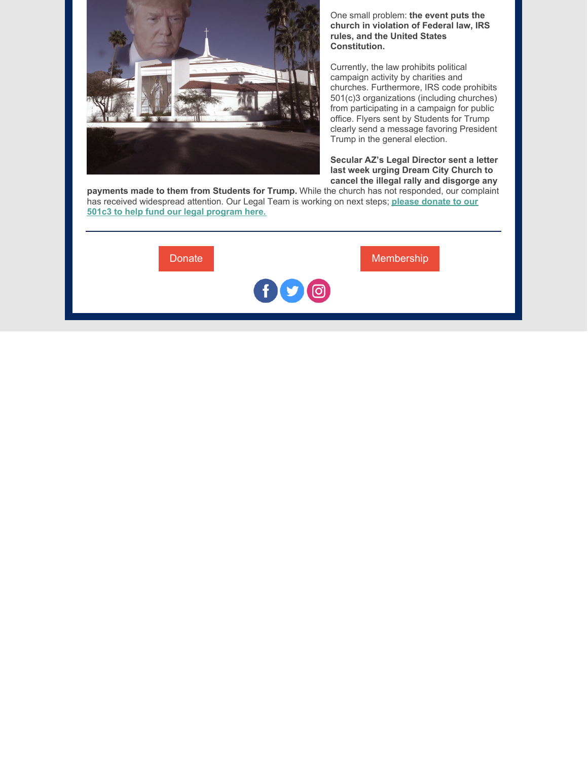One small problem: **the event puts the church in violation of Federal law, IRS rules, and the United States Constitution.**

Currently, the law prohibits political campaign activity by charities and churches. Furthermore, IRS code prohibits 501(c)3 organizations (including churches) from participating in a campaign for public office. Flyers sent by Students for Trump clearly send a message favoring President Trump in the general election.

**Secular AZ's Legal Director sent a letter last week urging Dream City Church to cancel the illegal rally and disgorge any payments made to them from Students for Trump.** While the church has not responded, our complaint has received widespread attention. Our Legal Team is working on next steps; **please donate to our 501c3 to help fund our legal program here.**

---

Donate

Membership